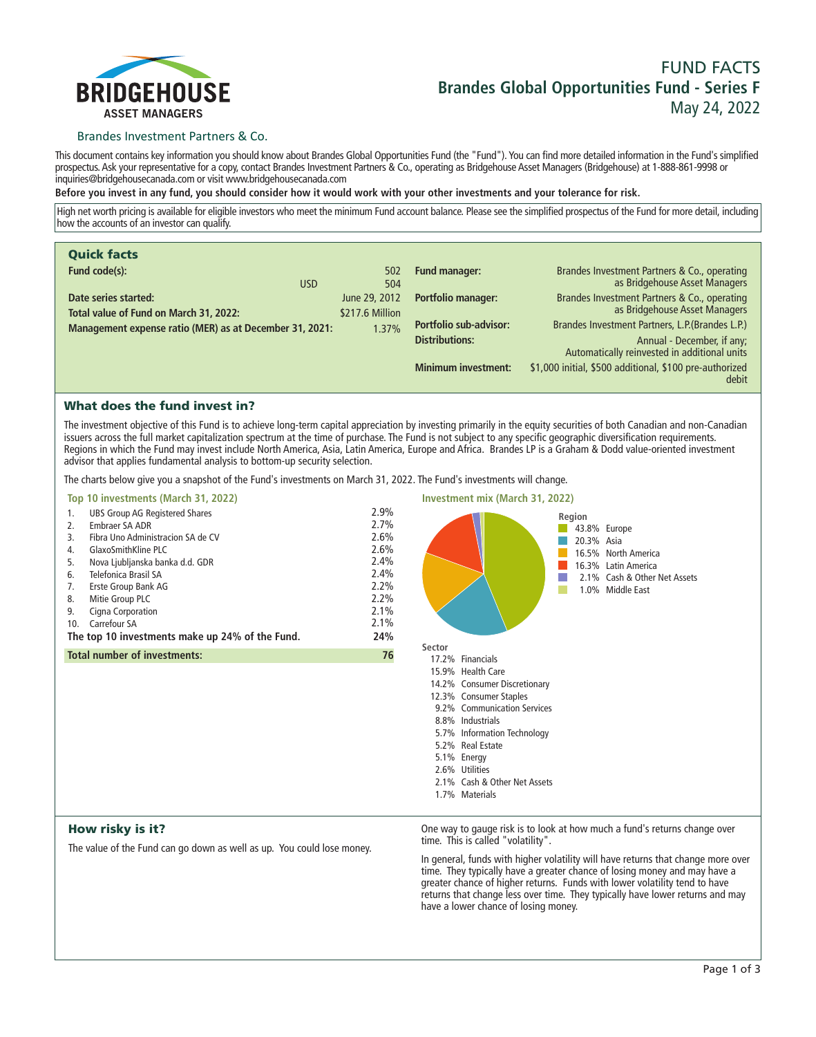BRIDGEHOUSE
ASSET MANAGERS

Brandes Investment Partners & Co.

# FUND FACTS
## Brandes Global Opportunities Fund - Series F
May 24, 2022

This document contains key information you should know about Brandes Global Opportunities Fund (the "Fund"). You can find more detailed information in the Fund's simplified prospectus. Ask your representative for a copy, contact Brandes Investment Partners & Co., operating as Bridgehouse Asset Managers (Bridgehouse) at 1-888-861-9998 or inquiries@bridgehousecanada.com or visit www.bridgehousecanada.com

**Before you invest in any fund, you should consider how it would work with your other investments and your tolerance for risk.**

High net worth pricing is available for eligible investors who meet the minimum Fund account balance. Please see the simplified prospectus of the Fund for more detail, including how the accounts of an investor can qualify.

### Quick facts

| | |
|---|---|
| **Fund code(s):** | 502 |
| USD | 504 |
| **Date series started:** | June 29, 2012 |
| **Total value of Fund on March 31, 2022:** | $217.6 Million |
| **Management expense ratio (MER) as at December 31, 2021:** | 1.37% |
| **Fund manager:** | Brandes Investment Partners & Co., operating as Bridgehouse Asset Managers |
| **Portfolio manager:** | Brandes Investment Partners & Co., operating as Bridgehouse Asset Managers |
| **Portfolio sub-advisor:** | Brandes Investment Partners, L.P.(Brandes L.P.) |
| **Distributions:** | Annual - December, if any; Automatically reinvested in additional units |
| **Minimum investment:** | $1,000 initial, $500 additional, $100 pre-authorized debit |

### What does the fund invest in?

The investment objective of this Fund is to achieve long-term capital appreciation by investing primarily in the equity securities of both Canadian and non-Canadian issuers across the full market capitalization spectrum at the time of purchase. The Fund is not subject to any specific geographic diversification requirements. Regions in which the Fund may invest include North America, Asia, Latin America, Europe and Africa. Brandes LP is a Graham & Dodd value-oriented investment advisor that applies fundamental analysis to bottom-up security selection.

The charts below give you a snapshot of the Fund's investments on March 31, 2022. The Fund's investments will change.

**Top 10 investments (March 31, 2022)**

| | Investment | % |
|---|---|---|
| 1. | UBS Group AG Registered Shares | 2.9% |
| 2. | Embraer SA ADR | 2.7% |
| 3. | Fibra Uno Administracion SA de CV | 2.6% |
| 4. | GlaxoSmithKline PLC | 2.6% |
| 5. | Nova Ljubljanska banka d.d. GDR | 2.4% |
| 6. | Telefonica Brasil SA | 2.4% |
| 7. | Erste Group Bank AG | 2.2% |
| 8. | Mitie Group PLC | 2.2% |
| 9. | Cigna Corporation | 2.1% |
| 10. | Carrefour SA | 2.1% |
| | **The top 10 investments make up 24% of the Fund.** | **24%** |
| | **Total number of investments:** | **76** |

**Investment mix (March 31, 2022)**

**Region**

- 43.8% Europe
- 20.3% Asia
- 16.5% North America
- 16.3% Latin America
- 2.1% Cash & Other Net Assets
- 1.0% Middle East

**Sector**

- 17.2% Financials
- 15.9% Health Care
- 14.2% Consumer Discretionary
- 12.3% Consumer Staples
- 9.2% Communication Services
- 8.8% Industrials
- 5.7% Information Technology
- 5.2% Real Estate
- 5.1% Energy
- 2.6% Utilities
- 2.1% Cash & Other Net Assets
- 1.7% Materials

### How risky is it?

The value of the Fund can go down as well as up. You could lose money.

One way to gauge risk is to look at how much a fund's returns change over time. This is called "volatility".

In general, funds with higher volatility will have returns that change more over time. They typically have a greater chance of losing money and may have a greater chance of higher returns. Funds with lower volatility tend to have returns that change less over time. They typically have lower returns and may have a lower chance of losing money.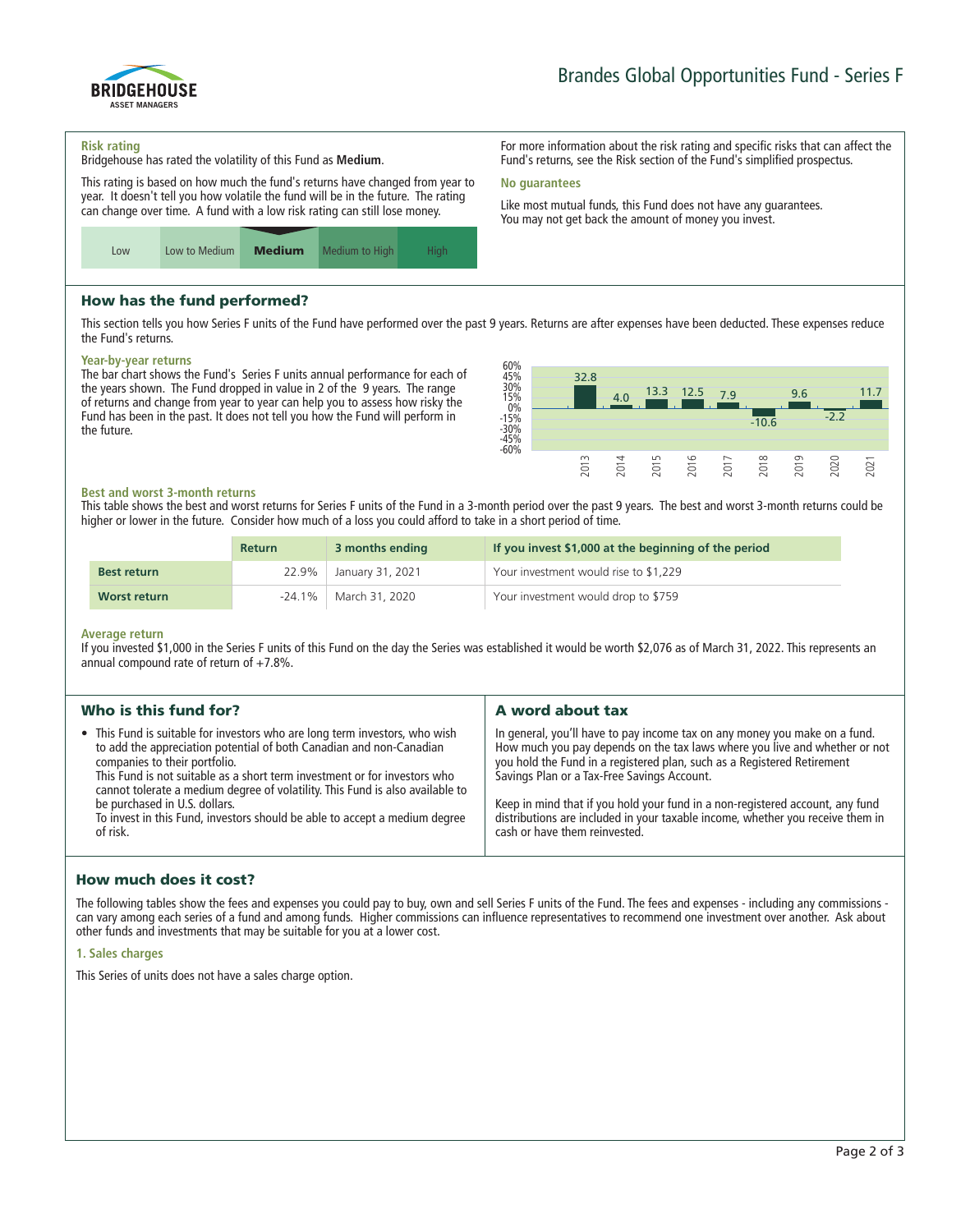# Brandes Global Opportunities Fund - Series F

### Risk rating

Bridgehouse has rated the volatility of this Fund as **Medium**.

This rating is based on how much the fund's returns have changed from year to year. It doesn't tell you how volatile the fund will be in the future. The rating can change over time. A fund with a low risk rating can still lose money.

| Low | Low to Medium | **Medium** | Medium to High | High |
|---|---|---|---|---|

For more information about the risk rating and specific risks that can affect the Fund's returns, see the Risk section of the Fund's simplified prospectus.

### No guarantees

Like most mutual funds, this Fund does not have any guarantees. You may not get back the amount of money you invest.

## How has the fund performed?

This section tells you how Series F units of the Fund have performed over the past 9 years. Returns are after expenses have been deducted. These expenses reduce the Fund's returns.

### Year-by-year returns

The bar chart shows the Fund's Series F units annual performance for each of the years shown. The Fund dropped in value in 2 of the 9 years. The range of returns and change from year to year can help you to assess how risky the Fund has been in the past. It does not tell you how the Fund will perform in the future.

| Year | 2013 | 2014 | 2015 | 2016 | 2017 | 2018 | 2019 | 2020 | 2021 |
|---|---|---|---|---|---|---|---|---|---|
| Return (%) | 32.8 | 4.0 | 13.3 | 12.5 | 7.9 | -10.6 | 9.6 | -2.2 | 11.7 |

### Best and worst 3-month returns

This table shows the best and worst returns for Series F units of the Fund in a 3-month period over the past 9 years. The best and worst 3-month returns could be higher or lower in the future. Consider how much of a loss you could afford to take in a short period of time.

| | Return | 3 months ending | If you invest $1,000 at the beginning of the period |
|---|---|---|---|
| **Best return** | 22.9% | January 31, 2021 | Your investment would rise to $1,229 |
| **Worst return** | -24.1% | March 31, 2020 | Your investment would drop to $759 |

### Average return

If you invested $1,000 in the Series F units of this Fund on the day the Series was established it would be worth $2,076 as of March 31, 2022. This represents an annual compound rate of return of +7.8%.

## Who is this fund for?

- This Fund is suitable for investors who are long term investors, who wish to add the appreciation potential of both Canadian and non-Canadian companies to their portfolio.
  This Fund is not suitable as a short term investment or for investors who cannot tolerate a medium degree of volatility. This Fund is also available to be purchased in U.S. dollars.
  To invest in this Fund, investors should be able to accept a medium degree of risk.

## A word about tax

In general, you'll have to pay income tax on any money you make on a fund. How much you pay depends on the tax laws where you live and whether or not you hold the Fund in a registered plan, such as a Registered Retirement Savings Plan or a Tax-Free Savings Account.

Keep in mind that if you hold your fund in a non-registered account, any fund distributions are included in your taxable income, whether you receive them in cash or have them reinvested.

## How much does it cost?

The following tables show the fees and expenses you could pay to buy, own and sell Series F units of the Fund. The fees and expenses - including any commissions - can vary among each series of a fund and among funds. Higher commissions can influence representatives to recommend one investment over another. Ask about other funds and investments that may be suitable for you at a lower cost.

### 1. Sales charges

This Series of units does not have a sales charge option.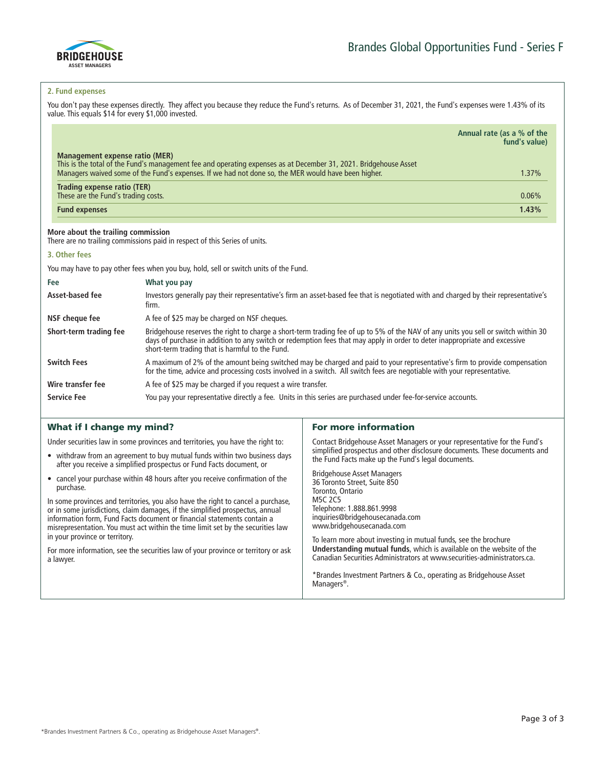# Brandes Global Opportunities Fund - Series F

## 2. Fund expenses

You don't pay these expenses directly. They affect you because they reduce the Fund's returns. As of December 31, 2021, the Fund's expenses were 1.43% of its value. This equals $14 for every $1,000 invested.

| | Annual rate (as a % of the fund's value) |
|---|---|
| **Management expense ratio (MER)**<br>This is the total of the Fund's management fee and operating expenses as at December 31, 2021. Bridgehouse Asset Managers waived some of the Fund's expenses. If we had not done so, the MER would have been higher. | 1.37% |
| **Trading expense ratio (TER)**<br>These are the Fund's trading costs. | 0.06% |
| **Fund expenses** | **1.43%** |

### More about the trailing commission

There are no trailing commissions paid in respect of this Series of units.

## 3. Other fees

You may have to pay other fees when you buy, hold, sell or switch units of the Fund.

| Fee | What you pay |
|---|---|
| **Asset-based fee** | Investors generally pay their representative's firm an asset-based fee that is negotiated with and charged by their representative's firm. |
| **NSF cheque fee** | A fee of $25 may be charged on NSF cheques. |
| **Short-term trading fee** | Bridgehouse reserves the right to charge a short-term trading fee of up to 5% of the NAV of any units you sell or switch within 30 days of purchase in addition to any switch or redemption fees that may apply in order to deter inappropriate and excessive short-term trading that is harmful to the Fund. |
| **Switch Fees** | A maximum of 2% of the amount being switched may be charged and paid to your representative's firm to provide compensation for the time, advice and processing costs involved in a switch. All switch fees are negotiable with your representative. |
| **Wire transfer fee** | A fee of $25 may be charged if you request a wire transfer. |
| **Service Fee** | You pay your representative directly a fee. Units in this series are purchased under fee-for-service accounts. |

## What if I change my mind?

Under securities law in some provinces and territories, you have the right to:

- withdraw from an agreement to buy mutual funds within two business days after you receive a simplified prospectus or Fund Facts document, or
- cancel your purchase within 48 hours after you receive confirmation of the purchase.

In some provinces and territories, you also have the right to cancel a purchase, or in some jurisdictions, claim damages, if the simplified prospectus, annual information form, Fund Facts document or financial statements contain a misrepresentation. You must act within the time limit set by the securities law in your province or territory.

For more information, see the securities law of your province or territory or ask a lawyer.

## For more information

Contact Bridgehouse Asset Managers or your representative for the Fund's simplified prospectus and other disclosure documents. These documents and the Fund Facts make up the Fund's legal documents.

Bridgehouse Asset Managers
36 Toronto Street, Suite 850
Toronto, Ontario
M5C 2C5
Telephone: 1.888.861.9998
inquiries@bridgehousecanada.com
www.bridgehousecanada.com

To learn more about investing in mutual funds, see the brochure **Understanding mutual funds**, which is available on the website of the Canadian Securities Administrators at www.securities-administrators.ca.

*Brandes Investment Partners & Co., operating as Bridgehouse Asset Managers®.